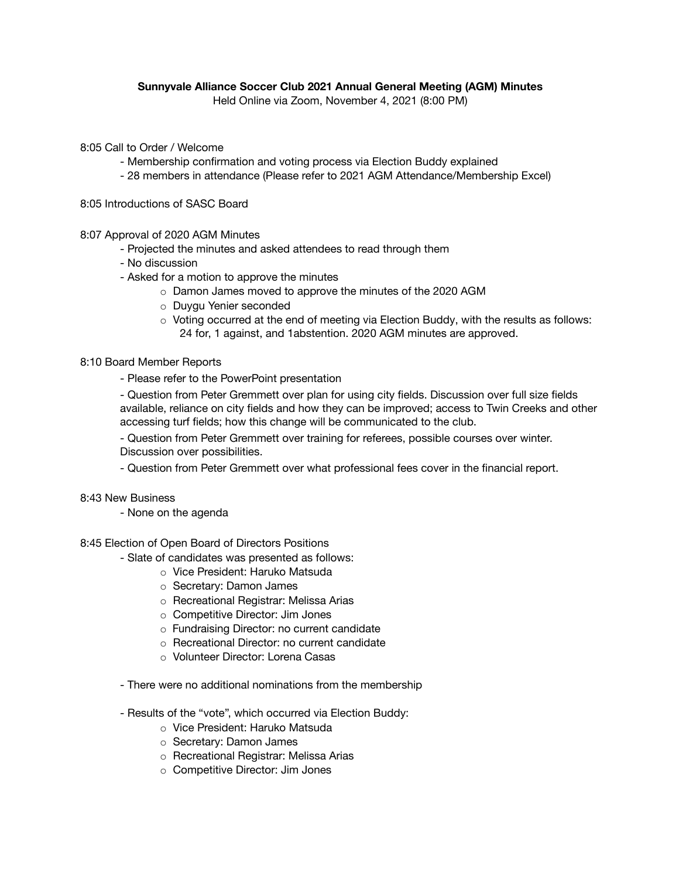**Sunnyvale Alliance Soccer Club 2021 Annual General Meeting (AGM) Minutes**

Held Online via Zoom, November 4, 2021 (8:00 PM)

8:05 Call to Order / Welcome

- Membership confirmation and voting process via Election Buddy explained
- 28 members in attendance (Please refer to 2021 AGM Attendance/Membership Excel)

8:05 Introductions of SASC Board

8:07 Approval of 2020 AGM Minutes

- Projected the minutes and asked attendees to read through them
- No discussion
- Asked for a motion to approve the minutes
  - Damon James moved to approve the minutes of the 2020 AGM
  - Duygu Yenier seconded
  - Voting occurred at the end of meeting via Election Buddy, with the results as follows: 24 for, 1 against, and 1abstention. 2020 AGM minutes are approved.

8:10 Board Member Reports

- Please refer to the PowerPoint presentation
- Question from Peter Gremmett over plan for using city fields. Discussion over full size fields available, reliance on city fields and how they can be improved; access to Twin Creeks and other accessing turf fields; how this change will be communicated to the club.
- Question from Peter Gremmett over training for referees, possible courses over winter. Discussion over possibilities.
- Question from Peter Gremmett over what professional fees cover in the financial report.

8:43 New Business

- None on the agenda

8:45 Election of Open Board of Directors Positions

- Slate of candidates was presented as follows:
  - Vice President: Haruko Matsuda
  - Secretary: Damon James
  - Recreational Registrar: Melissa Arias
  - Competitive Director: Jim Jones
  - Fundraising Director: no current candidate
  - Recreational Director: no current candidate
  - Volunteer Director: Lorena Casas

- There were no additional nominations from the membership

- Results of the "vote", which occurred via Election Buddy:
  - Vice President: Haruko Matsuda
  - Secretary: Damon James
  - Recreational Registrar: Melissa Arias
  - Competitive Director: Jim Jones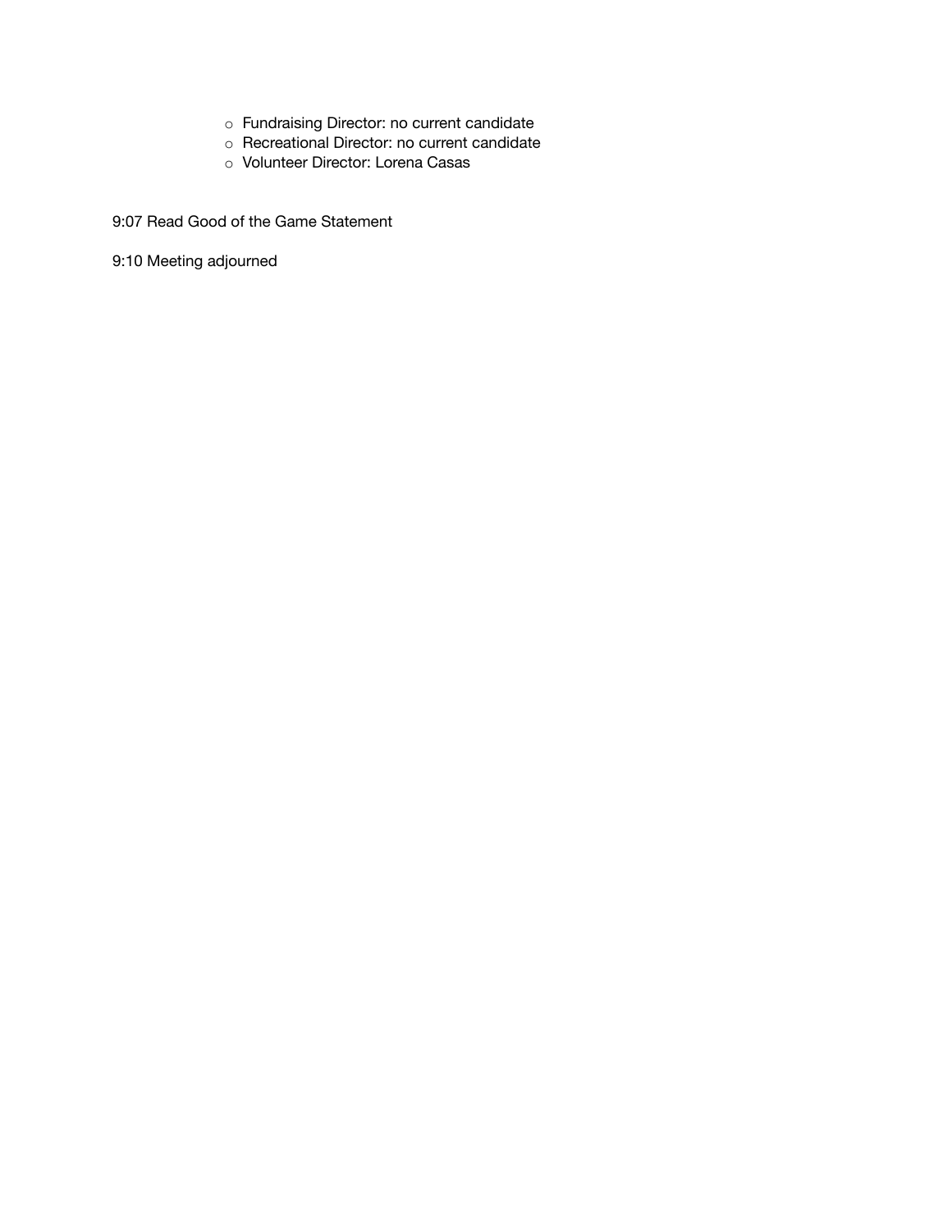- Fundraising Director: no current candidate
- Recreational Director: no current candidate
- Volunteer Director: Lorena Casas

9:07 Read Good of the Game Statement

9:10 Meeting adjourned